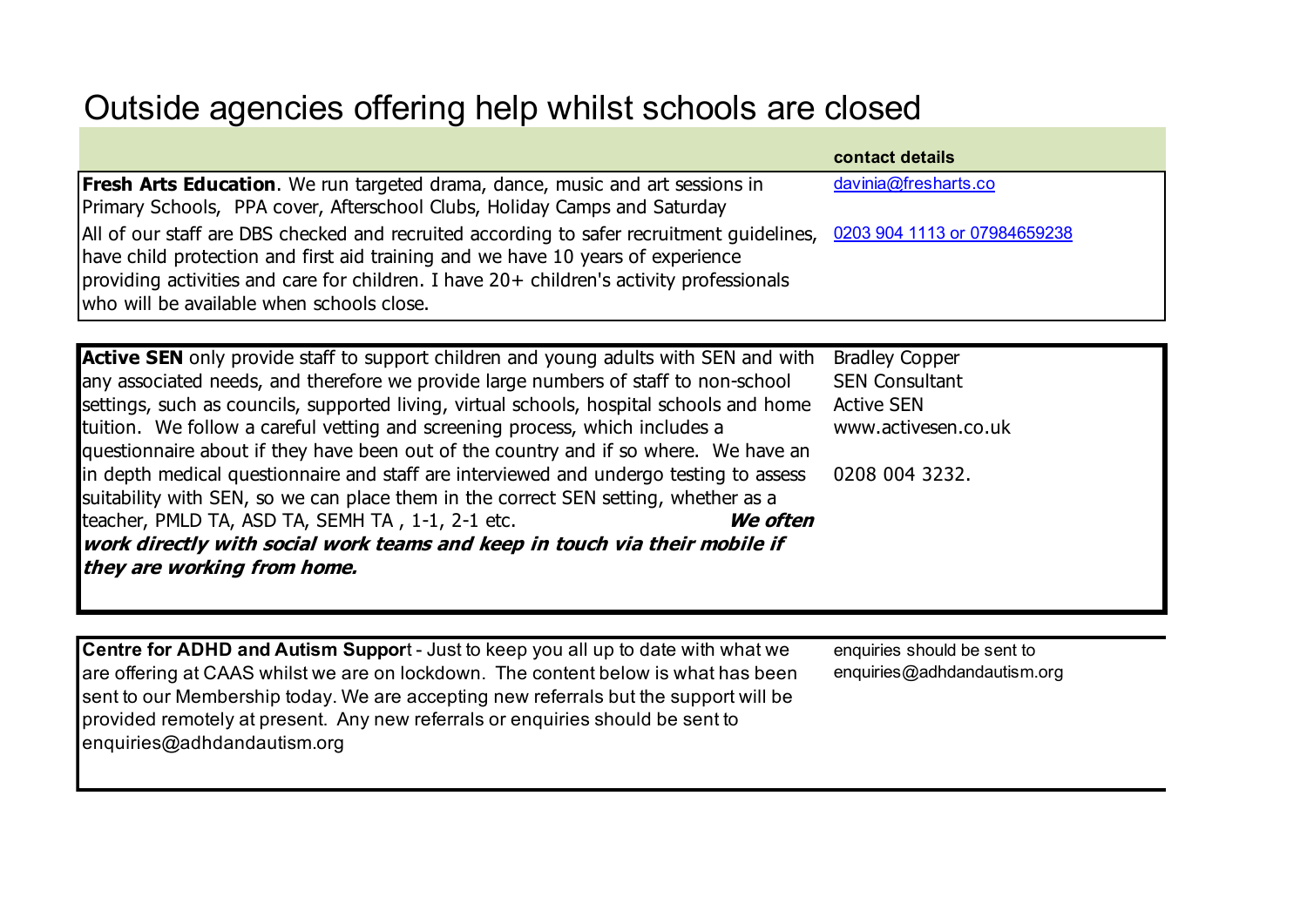# Outside agencies offering help whilst schools are closed

| | contact details |
|---|---|
| **Fresh Arts Education**. We run targeted drama, dance, music and art sessions in Primary Schools, PPA cover, Afterschool Clubs, Holiday Camps and Saturday | davinia@fresharts.co |
| All of our staff are DBS checked and recruited according to safer recruitment guidelines, have child protection and first aid training and we have 10 years of experience providing activities and care for children. I have 20+ children's activity professionals who will be available when schools close. | 0203 904 1113 or 07984659238 |
| **Active SEN** only provide staff to support children and young adults with SEN and with any associated needs, and therefore we provide large numbers of staff to non-school settings, such as councils, supported living, virtual schools, hospital schools and home tuition. We follow a careful vetting and screening process, which includes a questionnaire about if they have been out of the country and if so where. We have an in depth medical questionnaire and staff are interviewed and undergo testing to assess suitability with SEN, so we can place them in the correct SEN setting, whether as a teacher, PMLD TA, ASD TA, SEMH TA , 1-1, 2-1 etc. ***We often work directly with social work teams and keep in touch via their mobile if they are working from home.*** | Bradley Copper<br>SEN Consultant<br>Active SEN<br>www.activesen.co.uk<br><br>0208 004 3232. |
| **Centre for ADHD and Autism Suppor**t - Just to keep you all up to date with what we are offering at CAAS whilst we are on lockdown. The content below is what has been sent to our Membership today. We are accepting new referrals but the support will be provided remotely at present. Any new referrals or enquiries should be sent to enquiries@adhdandautism.org | enquiries should be sent to enquiries@adhdandautism.org |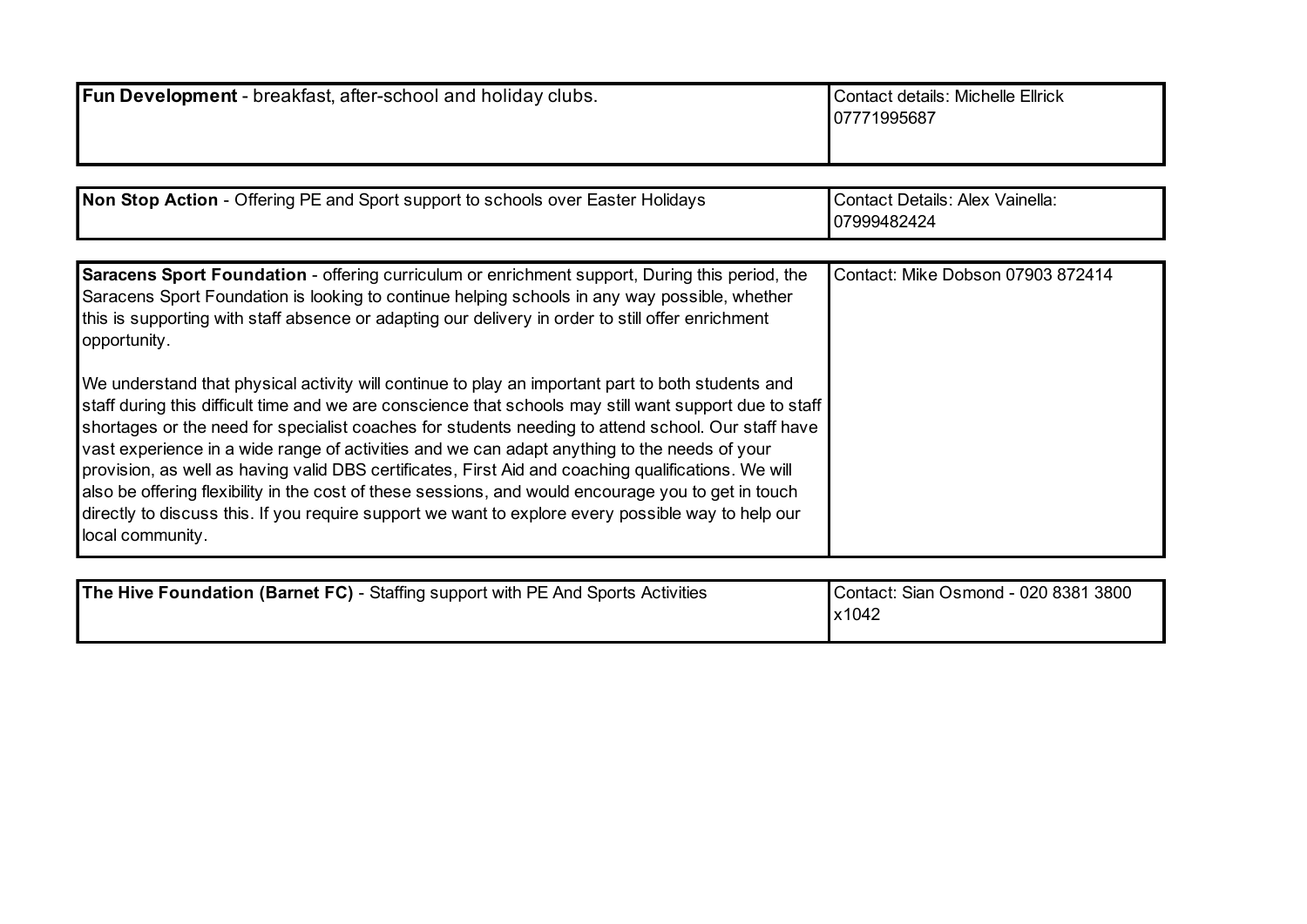| | |
|---|---|
| **Fun Development** - breakfast, after-school and holiday clubs. | Contact details: Michelle Ellrick 07771995687 |

| | |
|---|---|
| **Non Stop Action** - Offering PE and Sport support to schools over Easter Holidays | Contact Details: Alex Vainella: 07999482424 |

| | |
|---|---|
| **Saracens Sport Foundation** - offering curriculum or enrichment support, During this period, the Saracens Sport Foundation is looking to continue helping schools in any way possible, whether this is supporting with staff absence or adapting our delivery in order to still offer enrichment opportunity.<br><br>We understand that physical activity will continue to play an important part to both students and staff during this difficult time and we are conscience that schools may still want support due to staff shortages or the need for specialist coaches for students needing to attend school. Our staff have vast experience in a wide range of activities and we can adapt anything to the needs of your provision, as well as having valid DBS certificates, First Aid and coaching qualifications. We will also be offering flexibility in the cost of these sessions, and would encourage you to get in touch directly to discuss this. If you require support we want to explore every possible way to help our local community. | Contact: Mike Dobson 07903 872414 |

| | |
|---|---|
| **The Hive Foundation (Barnet FC)** - Staffing support with PE And Sports Activities | Contact: Sian Osmond - 020 8381 3800 x1042 |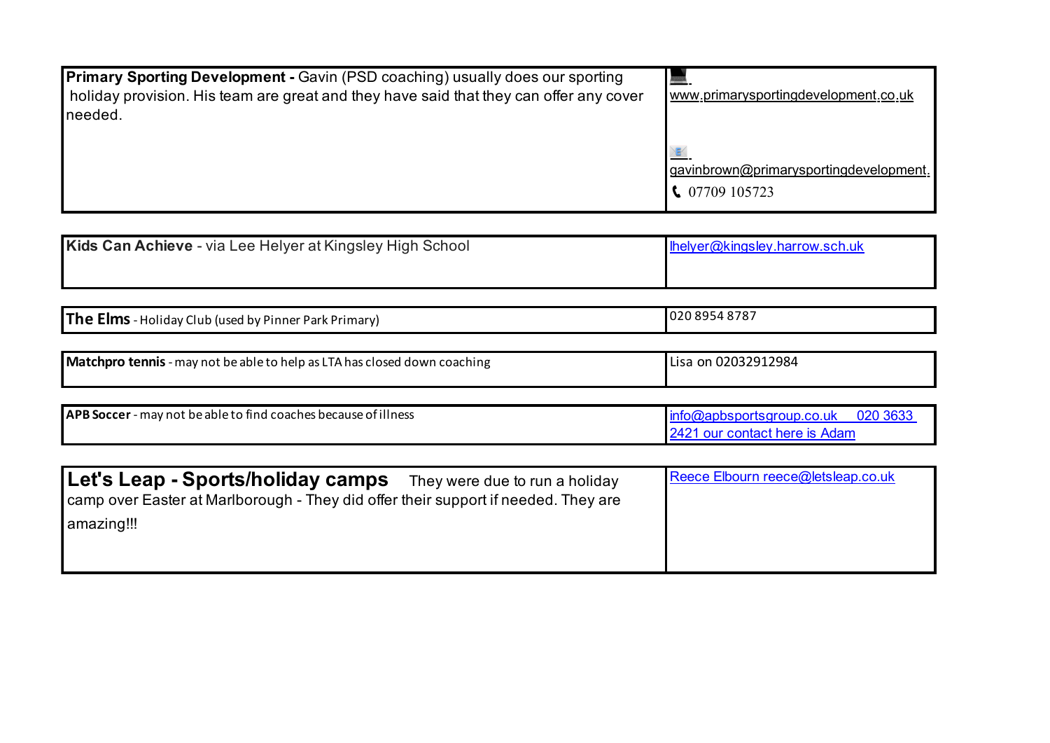| | |
|---|---|
| **Primary Sporting Development -** Gavin (PSD coaching) usually does our sporting holiday provision. His team are great and they have said that they can offer any cover needed. | www.primarysportingdevelopment.co.uk<br>gavinbrown@primarysportingdevelopment.<br>07709 105723 |

| | |
|---|---|
| **Kids Can Achieve** - via Lee Helyer at Kingsley High School | lhelyer@kingsley.harrow.sch.uk |

| | |
|---|---|
| **The Elms** - Holiday Club (used by Pinner Park Primary) | 020 8954 8787 |

| | |
|---|---|
| **Matchpro tennis** - may not be able to help as LTA has closed down coaching | Lisa on 02032912984 |

| | |
|---|---|
| **APB Soccer** - may not be able to find coaches because of illness | info@apbsportsgroup.co.uk 020 3633 2421 our contact here is Adam |

| | |
|---|---|
| **Let's Leap - Sports/holiday camps** They were due to run a holiday camp over Easter at Marlborough - They did offer their support if needed. They are amazing!!! | Reece Elbourn reece@letsleap.co.uk |